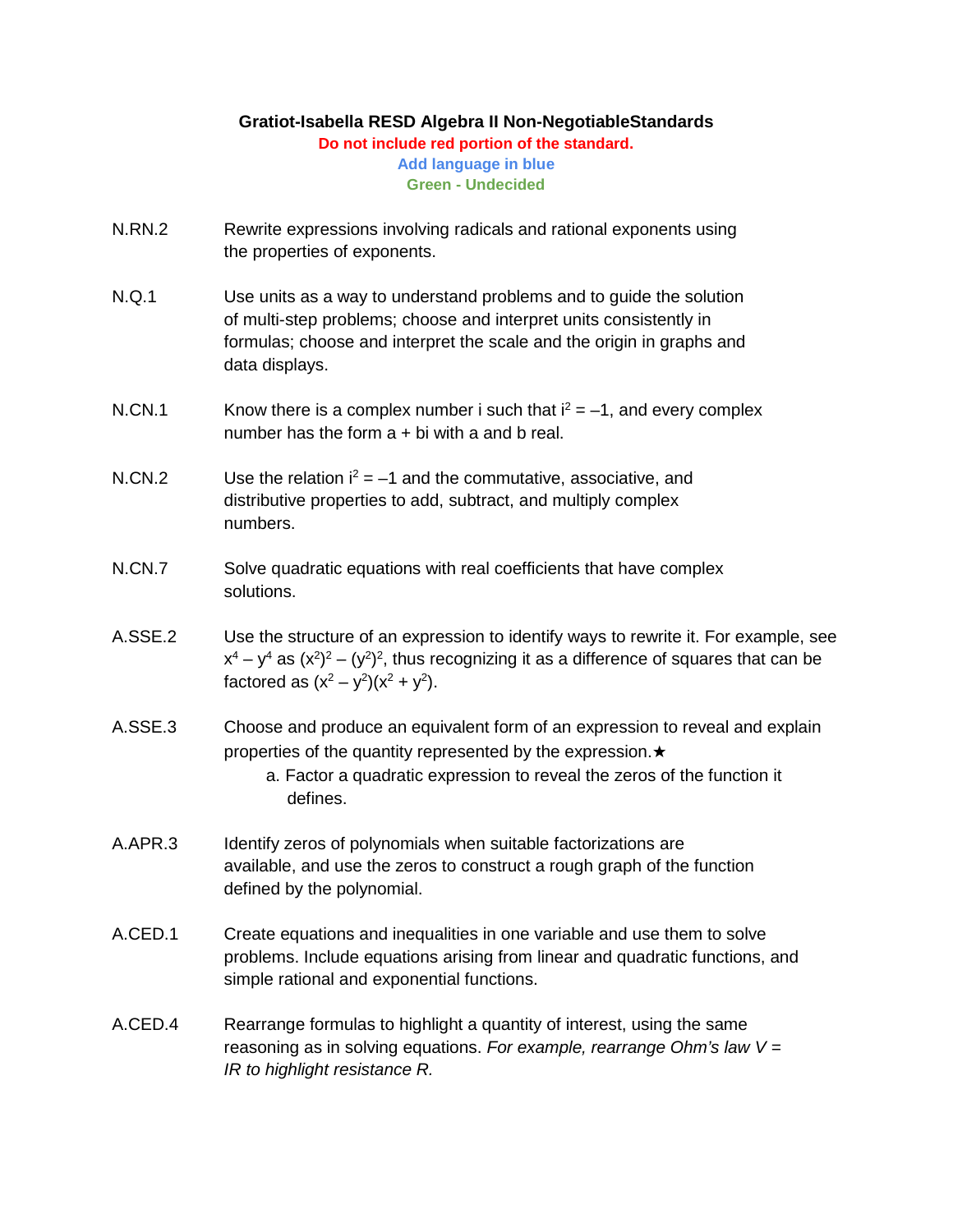# Gratiot-Isabella RESD Algebra II Non-NegotiableStandards

**Do not include red portion of the standard.**

**Add language in blue**

**Green - Undecided**

N.RN.2 Rewrite expressions involving radicals and rational exponents using the properties of exponents.

N.Q.1 Use units as a way to understand problems and to guide the solution of multi-step problems; choose and interpret units consistently in formulas; choose and interpret the scale and the origin in graphs and data displays.

N.CN.1 Know there is a complex number i such that $i^2 = -1$, and every complex number has the form a + bi with a and b real.

N.CN.2 Use the relation $i^2 = -1$ and the commutative, associative, and distributive properties to add, subtract, and multiply complex numbers.

N.CN.7 Solve quadratic equations with real coefficients that have complex solutions.

A.SSE.2 Use the structure of an expression to identify ways to rewrite it. For example, see $x^4 - y^4$ as $(x^2)^2 - (y^2)^2$, thus recognizing it as a difference of squares that can be factored as $(x^2 - y^2)(x^2 + y^2)$.

A.SSE.3 Choose and produce an equivalent form of an expression to reveal and explain properties of the quantity represented by the expression.★

a. Factor a quadratic expression to reveal the zeros of the function it defines.

A.APR.3 Identify zeros of polynomials when suitable factorizations are available, and use the zeros to construct a rough graph of the function defined by the polynomial.

A.CED.1 Create equations and inequalities in one variable and use them to solve problems. Include equations arising from linear and quadratic functions, and simple rational and exponential functions.

A.CED.4 Rearrange formulas to highlight a quantity of interest, using the same reasoning as in solving equations. *For example, rearrange Ohm's law V = IR to highlight resistance R.*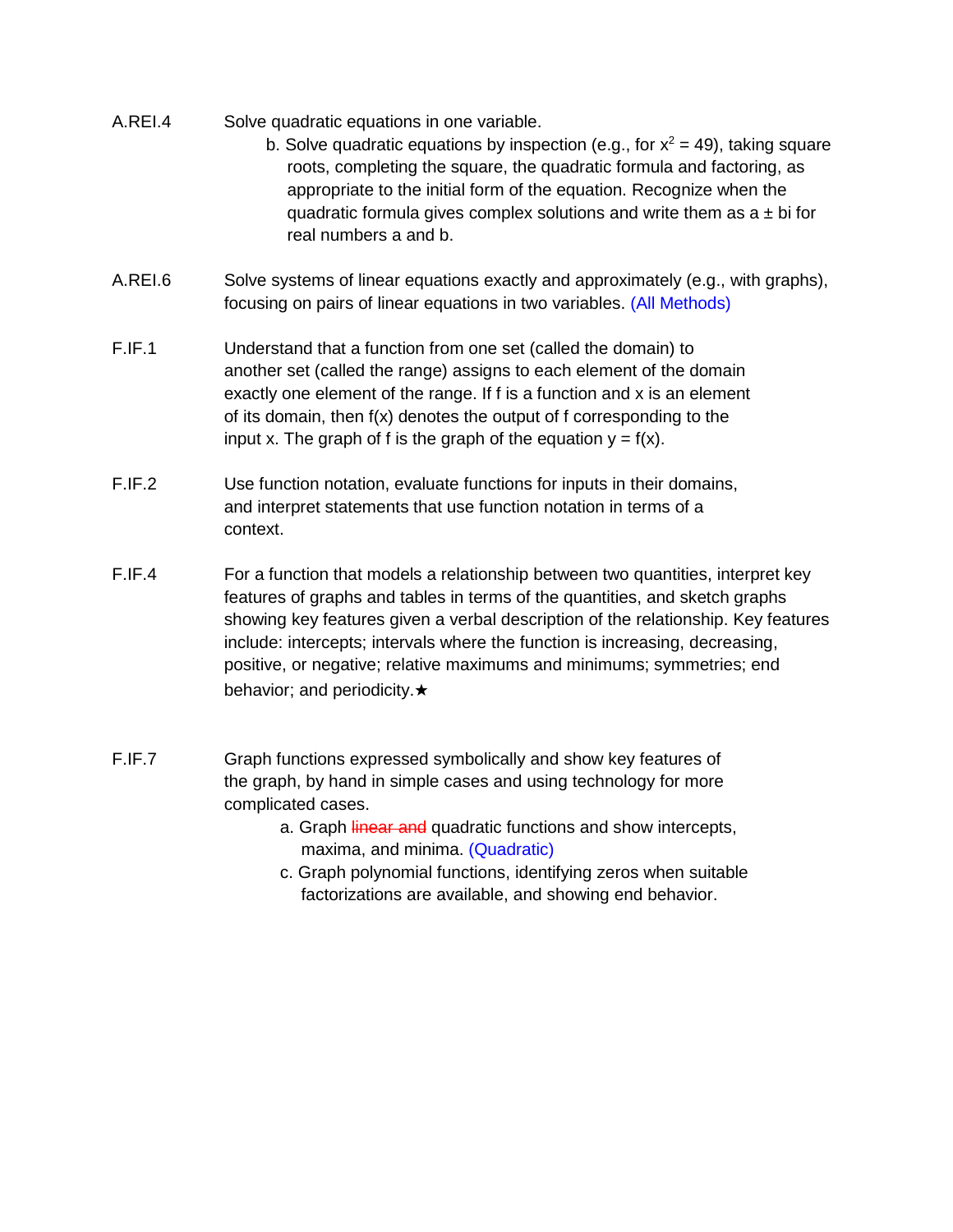A.REI.4 Solve quadratic equations in one variable.

b. Solve quadratic equations by inspection (e.g., for $x^2 = 49$), taking square roots, completing the square, the quadratic formula and factoring, as appropriate to the initial form of the equation. Recognize when the quadratic formula gives complex solutions and write them as $a \pm bi$ for real numbers a and b.

A.REI.6 Solve systems of linear equations exactly and approximately (e.g., with graphs), focusing on pairs of linear equations in two variables. (All Methods)

F.IF.1 Understand that a function from one set (called the domain) to another set (called the range) assigns to each element of the domain exactly one element of the range. If f is a function and x is an element of its domain, then f(x) denotes the output of f corresponding to the input x. The graph of f is the graph of the equation y = f(x).

F.IF.2 Use function notation, evaluate functions for inputs in their domains, and interpret statements that use function notation in terms of a context.

F.IF.4 For a function that models a relationship between two quantities, interpret key features of graphs and tables in terms of the quantities, and sketch graphs showing key features given a verbal description of the relationship. Key features include: intercepts; intervals where the function is increasing, decreasing, positive, or negative; relative maximums and minimums; symmetries; end behavior; and periodicity.★

F.IF.7 Graph functions expressed symbolically and show key features of the graph, by hand in simple cases and using technology for more complicated cases.

a. Graph ~~linear and~~ quadratic functions and show intercepts, maxima, and minima. (Quadratic)

c. Graph polynomial functions, identifying zeros when suitable factorizations are available, and showing end behavior.